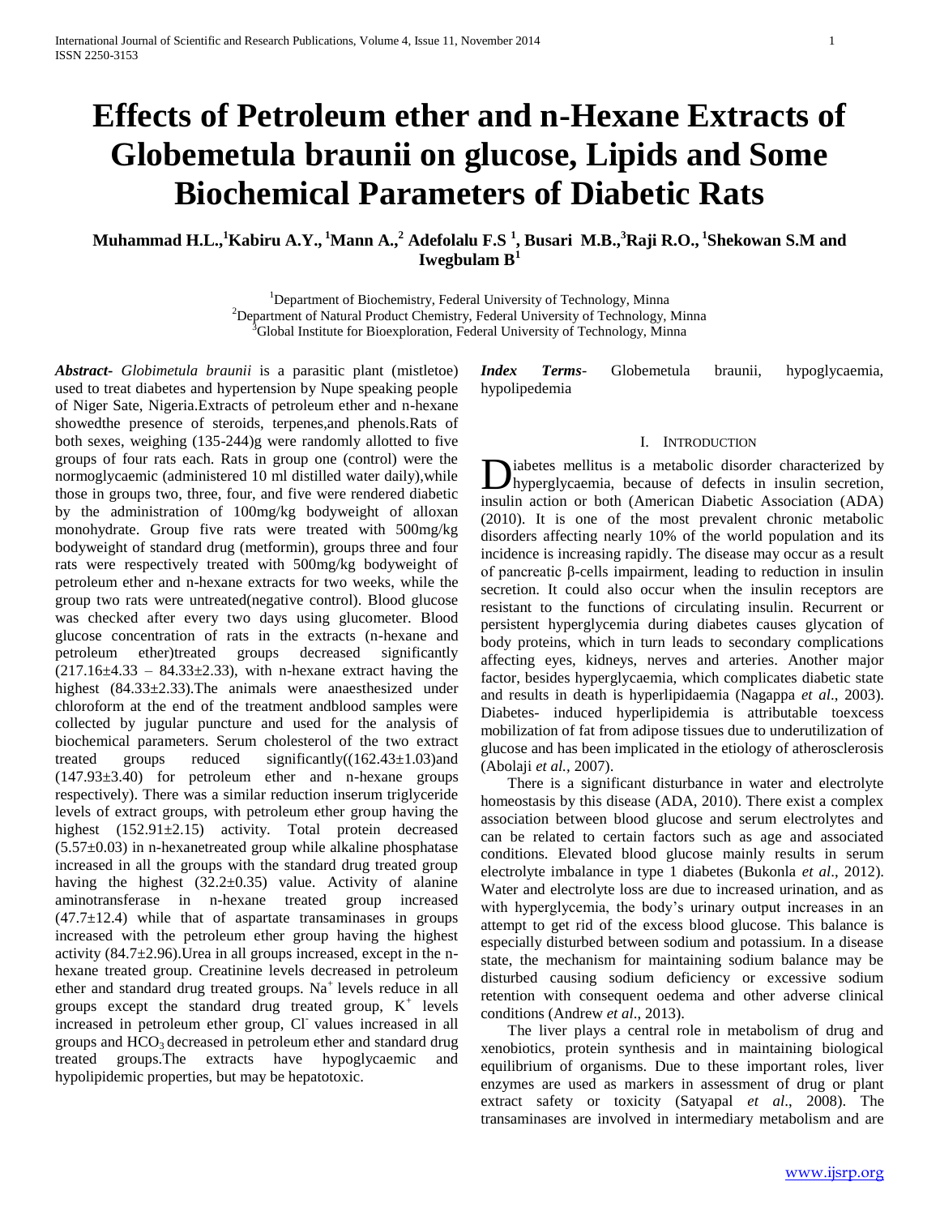# Effects of Petroleum ether and n-Hexane Extracts of Globemetula braunii on glucose, Lipids and Some Biochemical Parameters of Diabetic Rats

**Muhammad H.L.,[1]Kabiru A.Y., [1]Mann A.,[2] Adefolalu F.S [1], Busari M.B.,[3]Raji R.O., [1]Shekowan S.M and Iwegbulam B[1]**

[1]Department of Biochemistry, Federal University of Technology, Minna
[2]Department of Natural Product Chemistry, Federal University of Technology, Minna
[3]Global Institute for Bioexploration, Federal University of Technology, Minna

***Abstract-*** *Globimetula braunii* is a parasitic plant (mistletoe) used to treat diabetes and hypertension by Nupe speaking people of Niger Sate, Nigeria.Extracts of petroleum ether and n-hexane showedthe presence of steroids, terpenes,and phenols.Rats of both sexes, weighing (135-244)g were randomly allotted to five groups of four rats each. Rats in group one (control) were the normoglycaemic (administered 10 ml distilled water daily),while those in groups two, three, four, and five were rendered diabetic by the administration of 100mg/kg bodyweight of alloxan monohydrate. Group five rats were treated with 500mg/kg bodyweight of standard drug (metformin), groups three and four rats were respectively treated with 500mg/kg bodyweight of petroleum ether and n-hexane extracts for two weeks, while the group two rats were untreated(negative control). Blood glucose was checked after every two days using glucometer. Blood glucose concentration of rats in the extracts (n-hexane and petroleum ether)treated groups decreased significantly (217.16±4.33 – 84.33±2.33), with n-hexane extract having the highest (84.33±2.33).The animals were anaesthesized under chloroform at the end of the treatment andblood samples were collected by jugular puncture and used for the analysis of biochemical parameters. Serum cholesterol of the two extract treated groups reduced significantly((162.43±1.03)and (147.93±3.40) for petroleum ether and n-hexane groups respectively). There was a similar reduction inserum triglyceride levels of extract groups, with petroleum ether group having the highest (152.91±2.15) activity. Total protein decreased (5.57±0.03) in n-hexanetreated group while alkaline phosphatase increased in all the groups with the standard drug treated group having the highest (32.2±0.35) value. Activity of alanine aminotransferase in n-hexane treated group increased (47.7±12.4) while that of aspartate transaminases in groups increased with the petroleum ether group having the highest activity (84.7±2.96).Urea in all groups increased, except in the n-hexane treated group. Creatinine levels decreased in petroleum ether and standard drug treated groups. $Na^{+}$ levels reduce in all groups except the standard drug treated group, $K^{+}$ levels increased in petroleum ether group, $Cl^{-}$ values increased in all groups and $HCO_3$ decreased in petroleum ether and standard drug treated groups.The extracts have hypoglycaemic and hypolipidemic properties, but may be hepatotoxic.

***Index Terms*-** Globemetula braunii, hypoglycaemia, hypolipedemia

## I. Introduction

Diabetes mellitus is a metabolic disorder characterized by hyperglycaemia, because of defects in insulin secretion, insulin action or both (American Diabetic Association (ADA) (2010). It is one of the most prevalent chronic metabolic disorders affecting nearly 10% of the world population and its incidence is increasing rapidly. The disease may occur as a result of pancreatic β-cells impairment, leading to reduction in insulin secretion. It could also occur when the insulin receptors are resistant to the functions of circulating insulin. Recurrent or persistent hyperglycemia during diabetes causes glycation of body proteins, which in turn leads to secondary complications affecting eyes, kidneys, nerves and arteries. Another major factor, besides hyperglycaemia, which complicates diabetic state and results in death is hyperlipidaemia (Nagappa *et al*., 2003). Diabetes- induced hyperlipidemia is attributable toexcess mobilization of fat from adipose tissues due to underutilization of glucose and has been implicated in the etiology of atherosclerosis (Abolaji *et al.,* 2007).

There is a significant disturbance in water and electrolyte homeostasis by this disease (ADA, 2010). There exist a complex association between blood glucose and serum electrolytes and can be related to certain factors such as age and associated conditions. Elevated blood glucose mainly results in serum electrolyte imbalance in type 1 diabetes (Bukonla *et al*., 2012). Water and electrolyte loss are due to increased urination, and as with hyperglycemia, the body's urinary output increases in an attempt to get rid of the excess blood glucose. This balance is especially disturbed between sodium and potassium. In a disease state, the mechanism for maintaining sodium balance may be disturbed causing sodium deficiency or excessive sodium retention with consequent oedema and other adverse clinical conditions (Andrew *et al*., 2013).

The liver plays a central role in metabolism of drug and xenobiotics, protein synthesis and in maintaining biological equilibrium of organisms. Due to these important roles, liver enzymes are used as markers in assessment of drug or plant extract safety or toxicity (Satyapal *et al*., 2008). The transaminases are involved in intermediary metabolism and are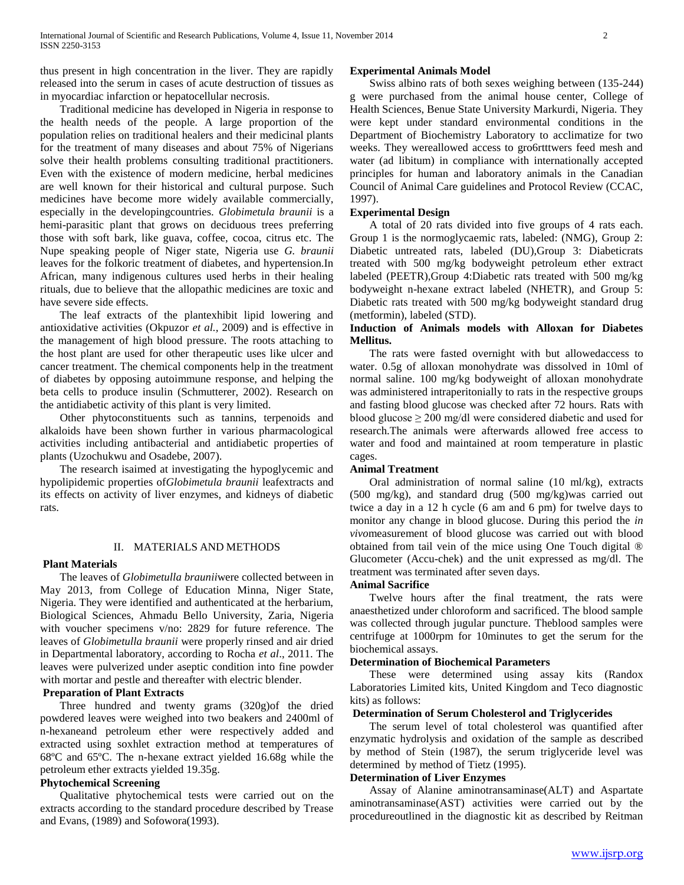thus present in high concentration in the liver. They are rapidly released into the serum in cases of acute destruction of tissues as in myocardiac infarction or hepatocellular necrosis.

Traditional medicine has developed in Nigeria in response to the health needs of the people. A large proportion of the population relies on traditional healers and their medicinal plants for the treatment of many diseases and about 75% of Nigerians solve their health problems consulting traditional practitioners. Even with the existence of modern medicine, herbal medicines are well known for their historical and cultural purpose. Such medicines have become more widely available commercially, especially in the developingcountries. *Globimetula braunii* is a hemi-parasitic plant that grows on deciduous trees preferring those with soft bark, like guava, coffee, cocoa, citrus etc. The Nupe speaking people of Niger state, Nigeria use *G. braunii* leaves for the folkoric treatment of diabetes, and hypertension.In African, many indigenous cultures used herbs in their healing rituals, due to believe that the allopathic medicines are toxic and have severe side effects.

The leaf extracts of the plantexhibit lipid lowering and antioxidative activities (Okpuzor *et al.,* 2009) and is effective in the management of high blood pressure. The roots attaching to the host plant are used for other therapeutic uses like ulcer and cancer treatment. The chemical components help in the treatment of diabetes by opposing autoimmune response, and helping the beta cells to produce insulin (Schmutterer, 2002). Research on the antidiabetic activity of this plant is very limited.

Other phytoconstituents such as tannins, terpenoids and alkaloids have been shown further in various pharmacological activities including antibacterial and antidiabetic properties of plants (Uzochukwu and Osadebe, 2007).

The research isaimed at investigating the hypoglycemic and hypolipidemic properties of*Globimetula braunii* leafextracts and its effects on activity of liver enzymes, and kidneys of diabetic rats.

## II. MATERIALS AND METHODS

### Plant Materials

The leaves of *Globimetulla braunii*were collected between in May 2013, from College of Education Minna, Niger State, Nigeria. They were identified and authenticated at the herbarium, Biological Sciences, Ahmadu Bello University, Zaria, Nigeria with voucher specimens v/no: 2829 for future reference. The leaves of *Globimetulla braunii* were properly rinsed and air dried in Departmental laboratory, according to Rocha *et al*., 2011. The leaves were pulverized under aseptic condition into fine powder with mortar and pestle and thereafter with electric blender.

### Preparation of Plant Extracts

Three hundred and twenty grams (320g)of the dried powdered leaves were weighed into two beakers and 2400ml of n-hexaneand petroleum ether were respectively added and extracted using soxhlet extraction method at temperatures of 68ºC and 65ºC. The n-hexane extract yielded 16.68g while the petroleum ether extracts yielded 19.35g.

### Phytochemical Screening

Qualitative phytochemical tests were carried out on the extracts according to the standard procedure described by Trease and Evans, (1989) and Sofowora(1993).

### Experimental Animals Model

Swiss albino rats of both sexes weighing between (135-244) g were purchased from the animal house center, College of Health Sciences, Benue State University Markurdi, Nigeria. They were kept under standard environmental conditions in the Department of Biochemistry Laboratory to acclimatize for two weeks. They wereallowed access to gro6rtttwers feed mesh and water (ad libitum) in compliance with internationally accepted principles for human and laboratory animals in the Canadian Council of Animal Care guidelines and Protocol Review (CCAC, 1997).

### Experimental Design

A total of 20 rats divided into five groups of 4 rats each. Group 1 is the normoglycaemic rats, labeled: (NMG), Group 2: Diabetic untreated rats, labeled (DU),Group 3: Diabeticrats treated with 500 mg/kg bodyweight petroleum ether extract labeled (PEETR),Group 4:Diabetic rats treated with 500 mg/kg bodyweight n-hexane extract labeled (NHETR), and Group 5: Diabetic rats treated with 500 mg/kg bodyweight standard drug (metformin), labeled (STD).

### Induction of Animals models with Alloxan for Diabetes Mellitus.

The rats were fasted overnight with but allowedaccess to water. 0.5g of alloxan monohydrate was dissolved in 10ml of normal saline. 100 mg/kg bodyweight of alloxan monohydrate was administered intraperitonially to rats in the respective groups and fasting blood glucose was checked after 72 hours. Rats with blood glucose $\geq$ 200 mg/dl were considered diabetic and used for research.The animals were afterwards allowed free access to water and food and maintained at room temperature in plastic cages.

### Animal Treatment

Oral administration of normal saline (10 ml/kg), extracts (500 mg/kg), and standard drug (500 mg/kg)was carried out twice a day in a 12 h cycle (6 am and 6 pm) for twelve days to monitor any change in blood glucose. During this period the *in vivo*measurement of blood glucose was carried out with blood obtained from tail vein of the mice using One Touch digital ® Glucometer (Accu-chek) and the unit expressed as mg/dl. The treatment was terminated after seven days.

### Animal Sacrifice

Twelve hours after the final treatment, the rats were anaesthetized under chloroform and sacrificed. The blood sample was collected through jugular puncture. Theblood samples were centrifuge at 1000rpm for 10minutes to get the serum for the biochemical assays.

### Determination of Biochemical Parameters

These were determined using assay kits (Randox Laboratories Limited kits, United Kingdom and Teco diagnostic kits) as follows:

### Determination of Serum Cholesterol and Triglycerides

The serum level of total cholesterol was quantified after enzymatic hydrolysis and oxidation of the sample as described by method of Stein (1987), the serum triglyceride level was determined by method of Tietz (1995).

### Determination of Liver Enzymes

Assay of Alanine aminotransaminase(ALT) and Aspartate aminotransaminase(AST) activities were carried out by the procedureoutlined in the diagnostic kit as described by Reitman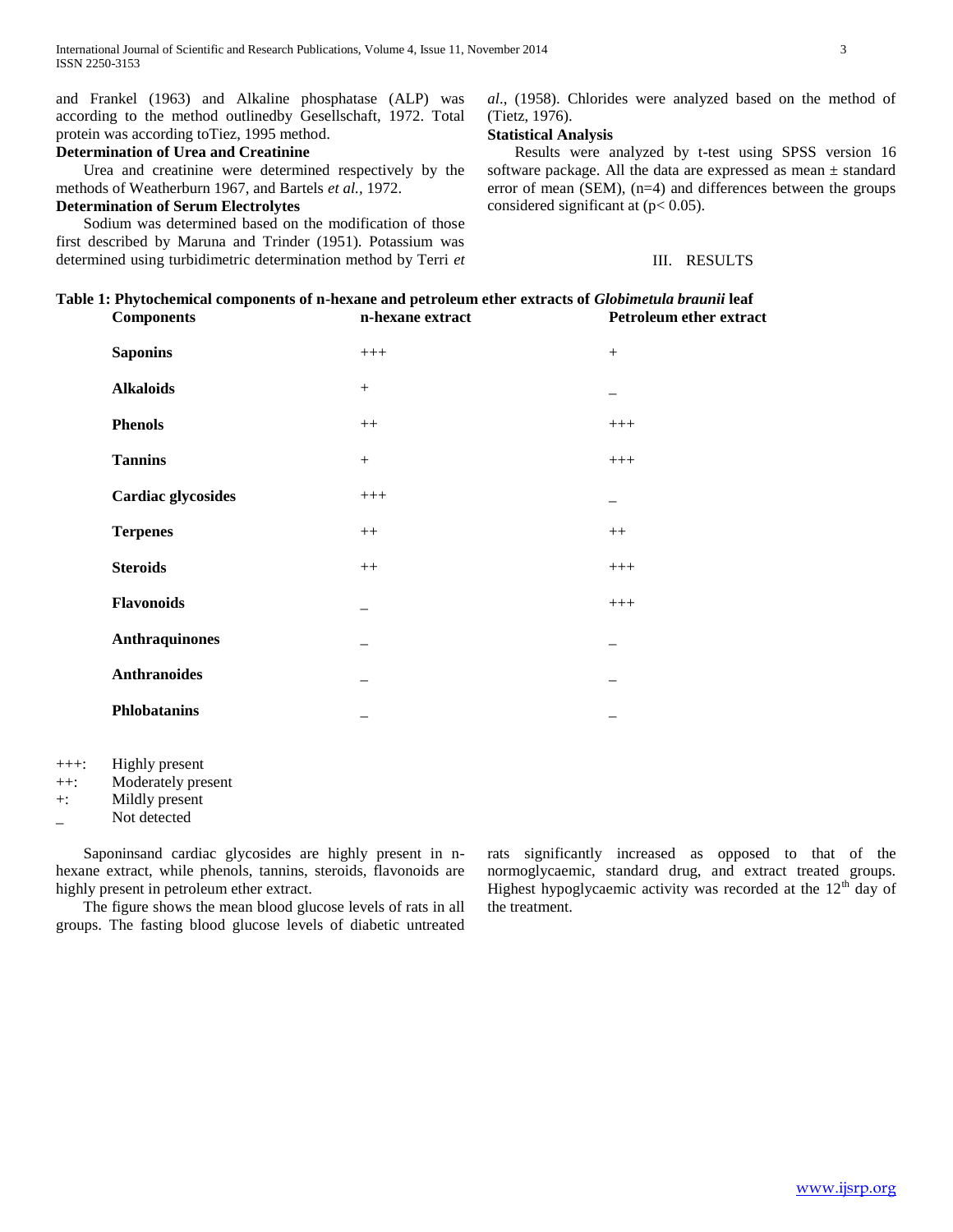and Frankel (1963) and Alkaline phosphatase (ALP) was according to the method outlinedby Gesellschaft, 1972. Total protein was according toTiez, 1995 method.

**Determination of Urea and Creatinine**

Urea and creatinine were determined respectively by the methods of Weatherburn 1967, and Bartels *et al.,* 1972.

**Determination of Serum Electrolytes**

Sodium was determined based on the modification of those first described by Maruna and Trinder (1951). Potassium was determined using turbidimetric determination method by Terri *et al*., (1958). Chlorides were analyzed based on the method of (Tietz, 1976).

**Statistical Analysis**

Results were analyzed by t-test using SPSS version 16 software package. All the data are expressed as mean ± standard error of mean (SEM), (n=4) and differences between the groups considered significant at ($p < 0.05$).

## III. RESULTS

**Table 1: Phytochemical components of n-hexane and petroleum ether extracts of *Globimetula braunii* leaf**

| Components | n-hexane extract | Petroleum ether extract |
|---|---|---|
| **Saponins** | +++ | + |
| **Alkaloids** | + | _ |
| **Phenols** | ++ | +++ |
| **Tannins** | + | +++ |
| **Cardiac glycosides** | +++ | _ |
| **Terpenes** | ++ | ++ |
| **Steroids** | ++ | +++ |
| **Flavonoids** | _ | +++ |
| **Anthraquinones** | _ | _ |
| **Anthranoides** | _ | _ |
| **Phlobatanins** | _ | _ |

+++: Highly present
++: Moderately present
+: Mildly present
_ Not detected

Saponinsand cardiac glycosides are highly present in n-hexane extract, while phenols, tannins, steroids, flavonoids are highly present in petroleum ether extract.

The figure shows the mean blood glucose levels of rats in all groups. The fasting blood glucose levels of diabetic untreated rats significantly increased as opposed to that of the normoglycaemic, standard drug, and extract treated groups. Highest hypoglycaemic activity was recorded at the 12th day of the treatment.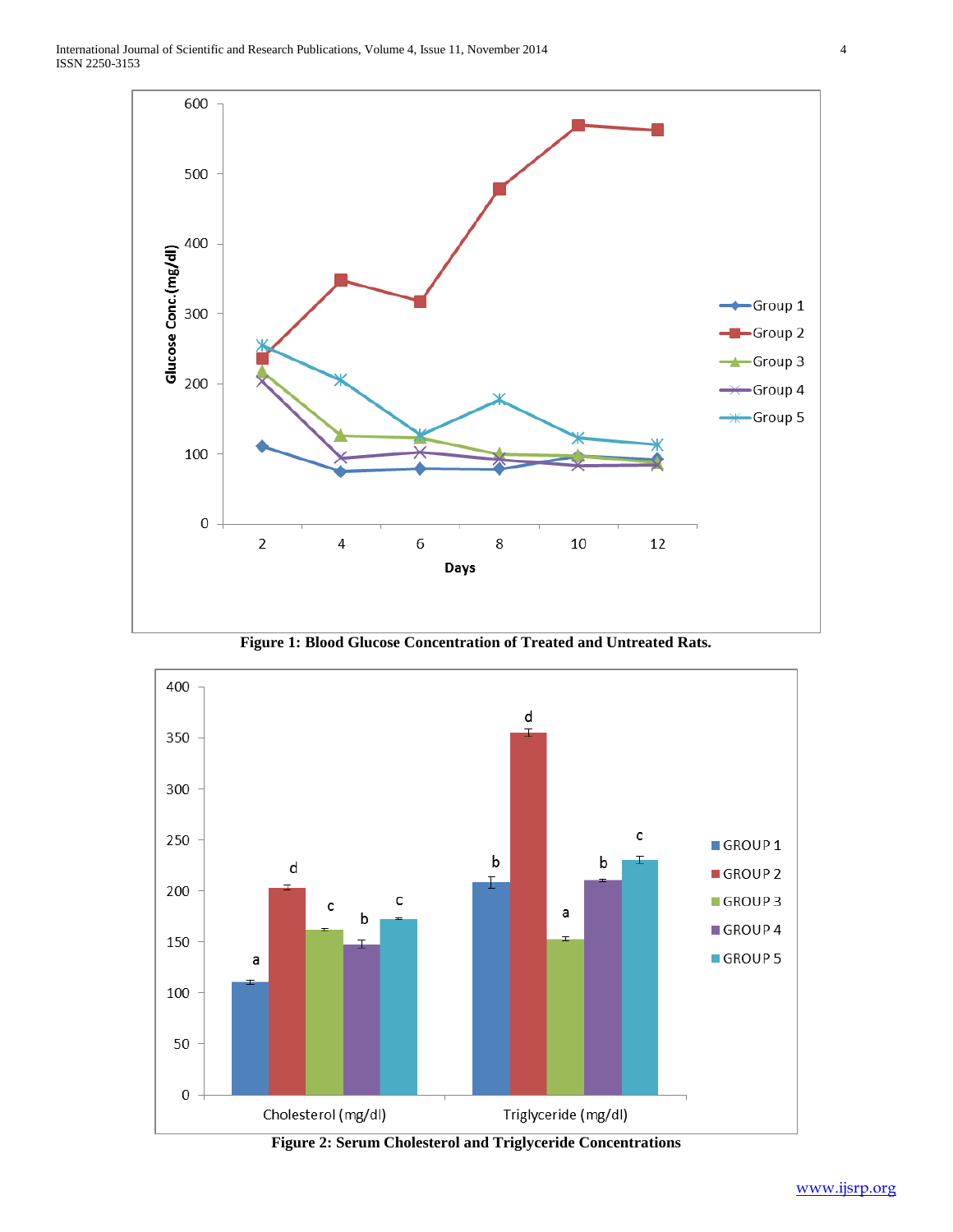**Figure 1: Blood Glucose Concentration of Treated and Untreated Rats.**

**Figure 2: Serum Cholesterol and Triglyceride Concentrations**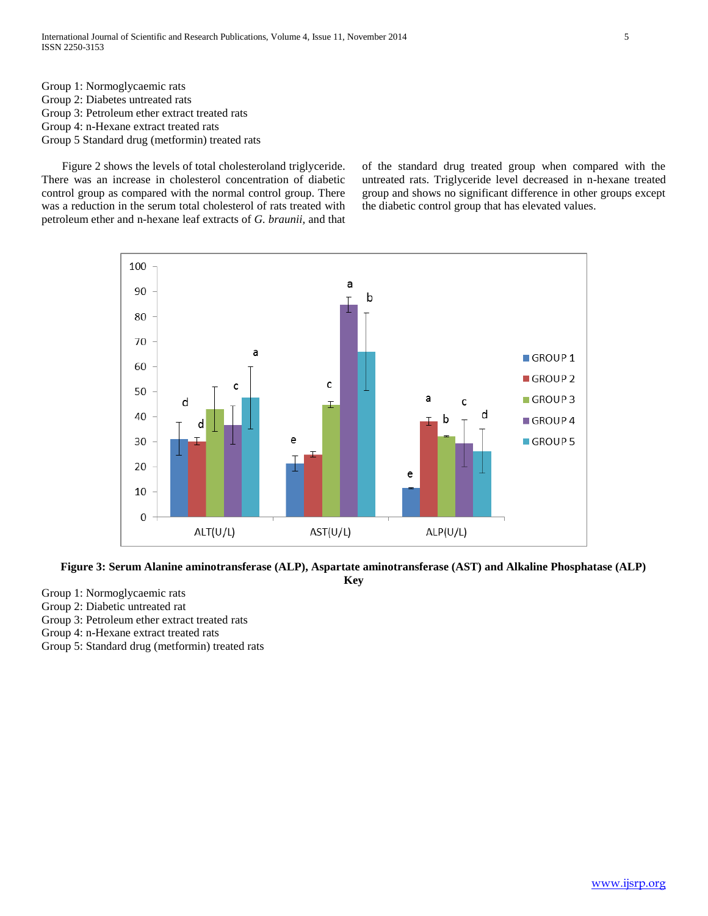Group 1: Normoglycaemic rats
Group 2: Diabetes untreated rats
Group 3: Petroleum ether extract treated rats
Group 4: n-Hexane extract treated rats
Group 5 Standard drug (metformin) treated rats

Figure 2 shows the levels of total cholesteroland triglyceride. There was an increase in cholesterol concentration of diabetic control group as compared with the normal control group. There was a reduction in the serum total cholesterol of rats treated with petroleum ether and n-hexane leaf extracts of *G. braunii*, and that of the standard drug treated group when compared with the untreated rats. Triglyceride level decreased in n-hexane treated group and shows no significant difference in other groups except the diabetic control group that has elevated values.

**Figure 3: Serum Alanine aminotransferase (ALP), Aspartate aminotransferase (AST) and Alkaline Phosphatase (ALP)**

**Key**

Group 1: Normoglycaemic rats
Group 2: Diabetic untreated rat
Group 3: Petroleum ether extract treated rats
Group 4: n-Hexane extract treated rats
Group 5: Standard drug (metformin) treated rats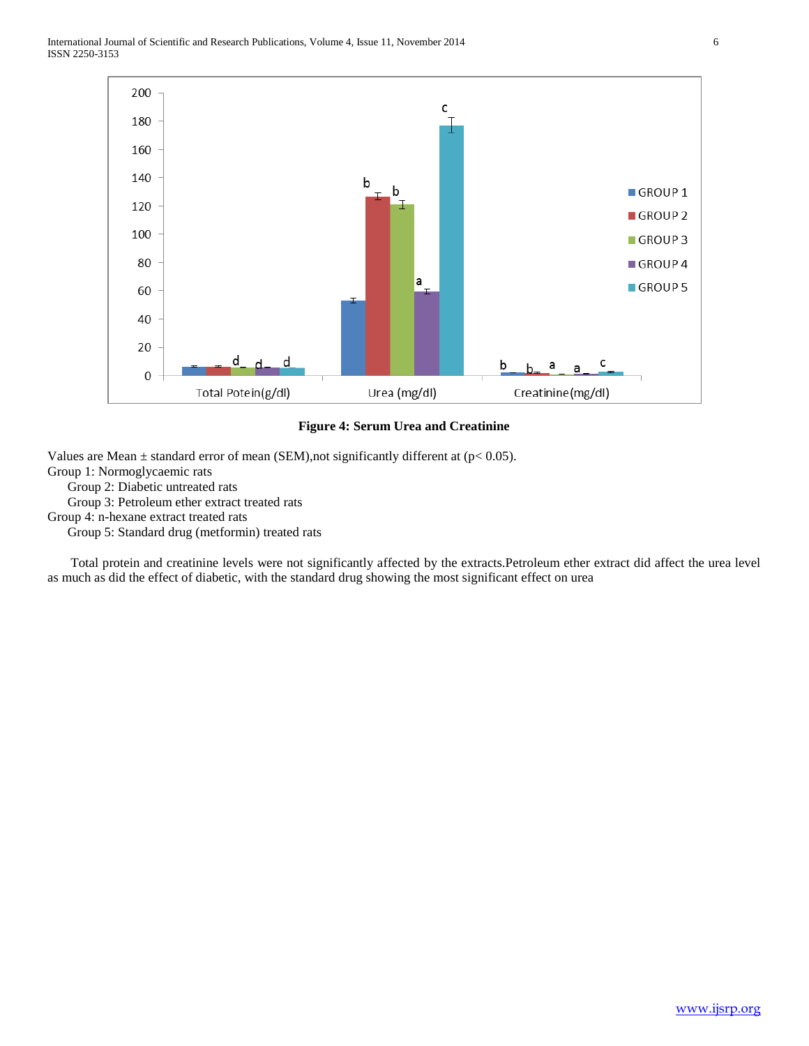**Figure 4: Serum Urea and Creatinine**

Values are Mean ± standard error of mean (SEM),not significantly different at ($p < 0.05$).

Group 1: Normoglycaemic rats

Group 2: Diabetic untreated rats

Group 3: Petroleum ether extract treated rats

Group 4: n-hexane extract treated rats

Group 5: Standard drug (metformin) treated rats

Total protein and creatinine levels were not significantly affected by the extracts.Petroleum ether extract did affect the urea level as much as did the effect of diabetic, with the standard drug showing the most significant effect on urea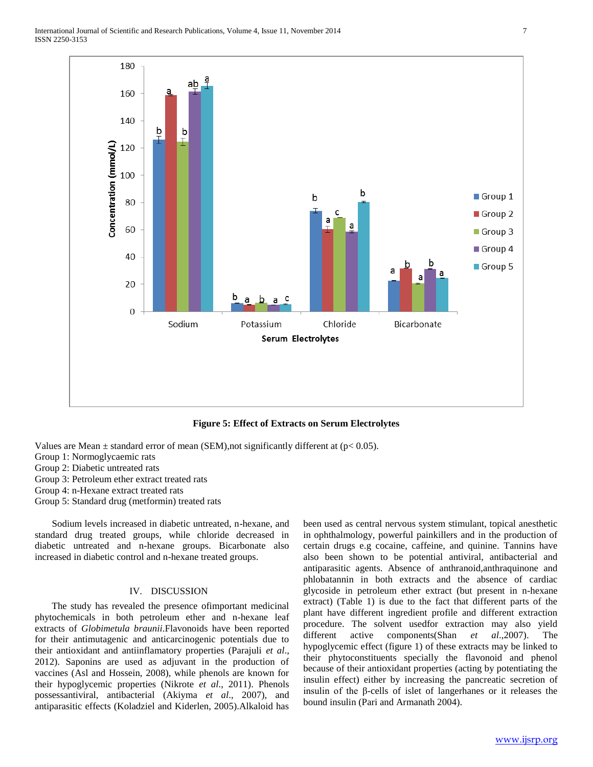**Figure 5: Effect of Extracts on Serum Electrolytes**

Values are Mean ± standard error of mean (SEM),not significantly different at ($p < 0.05$).
Group 1: Normoglycaemic rats
Group 2: Diabetic untreated rats
Group 3: Petroleum ether extract treated rats
Group 4: n-Hexane extract treated rats
Group 5: Standard drug (metformin) treated rats

Sodium levels increased in diabetic untreated, n-hexane, and standard drug treated groups, while chloride decreased in diabetic untreated and n-hexane groups. Bicarbonate also increased in diabetic control and n-hexane treated groups.

## IV. DISCUSSION

The study has revealed the presence ofimportant medicinal phytochemicals in both petroleum ether and n-hexane leaf extracts of *Globimetula braunii*.Flavonoids have been reported for their antimutagenic and anticarcinogenic potentials due to their antioxidant and antiinflamatory properties (Parajuli *et al*., 2012). Saponins are used as adjuvant in the production of vaccines (Asl and Hossein, 2008), while phenols are known for their hypoglycemic properties (Nikrote *et al*., 2011). Phenols possessantiviral, antibacterial (Akiyma *et al*., 2007), and antiparasitic effects (Koladziel and Kiderlen, 2005).Alkaloid has been used as central nervous system stimulant, topical anesthetic in ophthalmology, powerful painkillers and in the production of certain drugs e.g cocaine, caffeine, and quinine. Tannins have also been shown to be potential antiviral, antibacterial and antiparasitic agents. Absence of anthranoid,anthraquinone and phlobatannin in both extracts and the absence of cardiac glycoside in petroleum ether extract (but present in n-hexane extract) (Table 1) is due to the fact that different parts of the plant have different ingredient profile and different extraction procedure. The solvent usedfor extraction may also yield different active components(Shan *et al*.,2007). The hypoglycemic effect (figure 1) of these extracts may be linked to their phytoconstituents specially the flavonoid and phenol because of their antioxidant properties (acting by potentiating the insulin effect) either by increasing the pancreatic secretion of insulin of the β-cells of islet of langerhanes or it releases the bound insulin (Pari and Armanath 2004).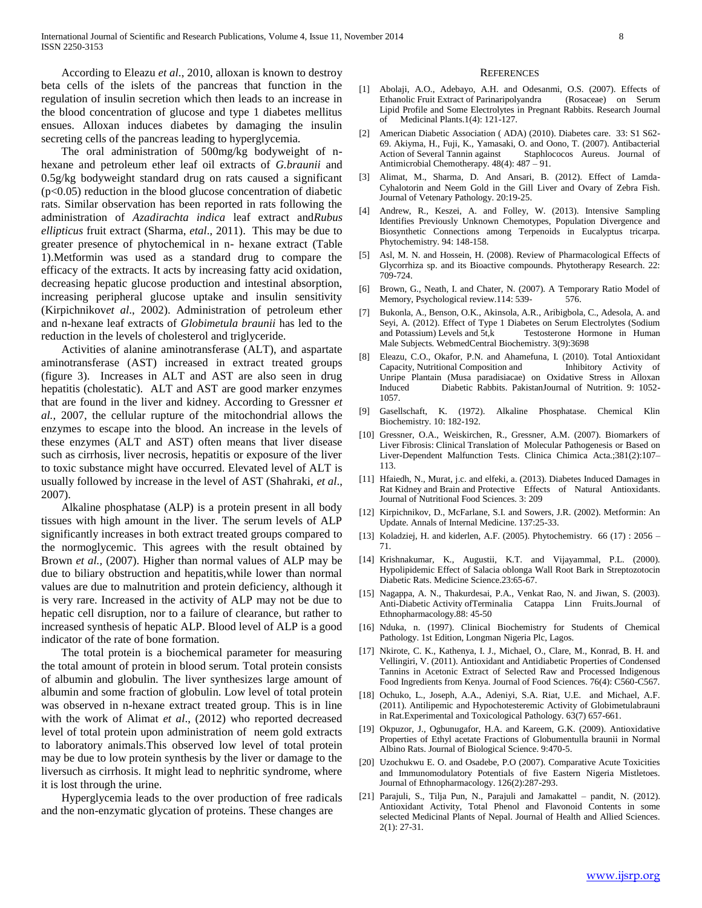According to Eleazu *et al*., 2010, alloxan is known to destroy beta cells of the islets of the pancreas that function in the regulation of insulin secretion which then leads to an increase in the blood concentration of glucose and type 1 diabetes mellitus ensues. Alloxan induces diabetes by damaging the insulin secreting cells of the pancreas leading to hyperglycemia.

The oral administration of 500mg/kg bodyweight of n-hexane and petroleum ether leaf oil extracts of *G.braunii* and 0.5g/kg bodyweight standard drug on rats caused a significant ($p<0.05$) reduction in the blood glucose concentration of diabetic rats. Similar observation has been reported in rats following the administration of *Azadirachta indica* leaf extract and*Rubus ellipticus* fruit extract (Sharma, *etal*., 2011). This may be due to greater presence of phytochemical in n- hexane extract (Table 1).Metformin was used as a standard drug to compare the efficacy of the extracts. It acts by increasing fatty acid oxidation, decreasing hepatic glucose production and intestinal absorption, increasing peripheral glucose uptake and insulin sensitivity (Kirpichnikov*et al*., 2002). Administration of petroleum ether and n-hexane leaf extracts of *Globimetula braunii* has led to the reduction in the levels of cholesterol and triglyceride.

Activities of alanine aminotransferase (ALT), and aspartate aminotransferase (AST) increased in extract treated groups (figure 3). Increases in ALT and AST are also seen in drug hepatitis (cholestatic). ALT and AST are good marker enzymes that are found in the liver and kidney. According to Gressner *et al.,* 2007, the cellular rupture of the mitochondrial allows the enzymes to escape into the blood. An increase in the levels of these enzymes (ALT and AST) often means that liver disease such as cirrhosis, liver necrosis, hepatitis or exposure of the liver to toxic substance might have occurred. Elevated level of ALT is usually followed by increase in the level of AST (Shahraki, *et al*., 2007).

Alkaline phosphatase (ALP) is a protein present in all body tissues with high amount in the liver. The serum levels of ALP significantly increases in both extract treated groups compared to the normoglycemic. This agrees with the result obtained by Brown *et al.,* (2007). Higher than normal values of ALP may be due to biliary obstruction and hepatitis,while lower than normal values are due to malnutrition and protein deficiency, although it is very rare. Increased in the activity of ALP may not be due to hepatic cell disruption, nor to a failure of clearance, but rather to increased synthesis of hepatic ALP. Blood level of ALP is a good indicator of the rate of bone formation.

The total protein is a biochemical parameter for measuring the total amount of protein in blood serum. Total protein consists of albumin and globulin. The liver synthesizes large amount of albumin and some fraction of globulin. Low level of total protein was observed in n-hexane extract treated group. This is in line with the work of Alimat *et al*., (2012) who reported decreased level of total protein upon administration of neem gold extracts to laboratory animals.This observed low level of total protein may be due to low protein synthesis by the liver or damage to the liversuch as cirrhosis. It might lead to nephritic syndrome, where it is lost through the urine.

Hyperglycemia leads to the over production of free radicals and the non-enzymatic glycation of proteins. These changes are

## References

[1] Abolaji, A.O., Adebayo, A.H. and Odesanmi, O.S. (2007). Effects of Ethanolic Fruit Extract of Parinaripolyandra (Rosaceae) on Serum Lipid Profile and Some Electrolytes in Pregnant Rabbits. Research Journal of Medicinal Plants.1(4): 121-127.

[2] American Diabetic Association ( ADA) (2010). Diabetes care. 33: S1 S62-69. Akiyma, H., Fuji, K., Yamasaki, O. and Oono, T. (2007). Antibacterial Action of Several Tannin against Staphlococos Aureus. Journal of Antimicrobial Chemotherapy. 48(4): 487 – 91.

[3] Alimat, M., Sharma, D. And Ansari, B. (2012). Effect of Lamda-Cyhalotorin and Neem Gold in the Gill Liver and Ovary of Zebra Fish. Journal of Vetenary Pathology. 20:19-25.

[4] Andrew, R., Keszei, A. and Folley, W. (2013). Intensive Sampling Identifies Previously Unknown Chemotypes, Population Divergence and Biosynthetic Connections among Terpenoids in Eucalyptus tricarpa. Phytochemistry. 94: 148-158.

[5] Asl, M. N. and Hossein, H. (2008). Review of Pharmacological Effects of Glycorrhiza sp. and its Bioactive compounds. Phytotherapy Research. 22: 709-724.

[6] Brown, G., Neath, I. and Chater, N. (2007). A Temporary Ratio Model of Memory, Psychological review.114: 539- 576.

[7] Bukonla, A., Benson, O.K., Akinsola, A.R., Aribigbola, C., Adesola, A. and Seyi, A. (2012). Effect of Type 1 Diabetes on Serum Electrolytes (Sodium and Potassium) Levels and 5t,k Testosterone Hormone in Human Male Subjects. WebmedCentral Biochemistry. 3(9):3698

[8] Eleazu, C.O., Okafor, P.N. and Ahamefuna, I. (2010). Total Antioxidant Capacity, Nutritional Composition and Inhibitory Activity of Unripe Plantain (Musa paradisiacae) on Oxidative Stress in Alloxan Induced Diabetic Rabbits. PakistanJournal of Nutrition. 9: 1052-1057.

[9] Gasellschaft, K. (1972). Alkaline Phosphatase. Chemical Klin Biochemistry. 10: 182-192.

[10] Gressner, O.A., Weiskirchen, R., Gressner, A.M. (2007). Biomarkers of Liver Fibrosis: Clinical Translation of Molecular Pathogenesis or Based on Liver-Dependent Malfunction Tests. Clinica Chimica Acta.;381(2):107–113.

[11] Hfaiedh, N., Murat, j.c. and elfeki, a. (2013). Diabetes Induced Damages in Rat Kidney and Brain and Protective Effects of Natural Antioxidants. Journal of Nutritional Food Sciences. 3: 209

[12] Kirpichnikov, D., McFarlane, S.I. and Sowers, J.R. (2002). Metformin: An Update. Annals of Internal Medicine. 137:25-33.

[13] Koladziej, H. and kiderlen, A.F. (2005). Phytochemistry. 66 (17) : 2056 – 71.

[14] Krishnakumar, K., Augustii, K.T. and Vijayammal, P.L. (2000). Hypolipidemic Effect of Salacia oblonga Wall Root Bark in Streptozotocin Diabetic Rats. Medicine Science.23:65-67.

[15] Nagappa, A. N., Thakurdesai, P.A., Venkat Rao, N. and Jiwan, S. (2003). Anti-Diabetic Activity ofTerminalia Catappa Linn Fruits.Journal of Ethnopharmacology.88: 45-50

[16] Nduka, n. (1997). Clinical Biochemistry for Students of Chemical Pathology. 1st Edition, Longman Nigeria Plc, Lagos.

[17] Nkirote, C. K., Kathenya, I. J., Michael, O., Clare, M., Konrad, B. H. and Vellingiri, V. (2011). Antioxidant and Antidiabetic Properties of Condensed Tannins in Acetonic Extract of Selected Raw and Processed Indigenous Food Ingredients from Kenya. Journal of Food Sciences. 76(4): C560-C567.

[18] Ochuko, L., Joseph, A.A., Adeniyi, S.A. Riat, U.E. and Michael, A.F. (2011). Antilipemic and Hypochotesteremic Activity of Globimetulabrauni in Rat.Experimental and Toxicological Pathology. 63(7) 657-661.

[19] Okpuzor, J., Ogbunugafor, H.A. and Kareem, G.K. (2009). Antioxidative Properties of Ethyl acetate Fractions of Globumentulla braunii in Normal Albino Rats. Journal of Biological Science. 9:470-5.

[20] Uzochukwu E. O. and Osadebe, P.O (2007). Comparative Acute Toxicities and Immunomodulatory Potentials of five Eastern Nigeria Mistletoes. Journal of Ethnopharmacology. 126(2):287-293.

[21] Parajuli, S., Tilja Pun, N., Parajuli and Jamakattel – pandit, N. (2012). Antioxidant Activity, Total Phenol and Flavonoid Contents in some selected Medicinal Plants of Nepal. Journal of Health and Allied Sciences. 2(1): 27-31.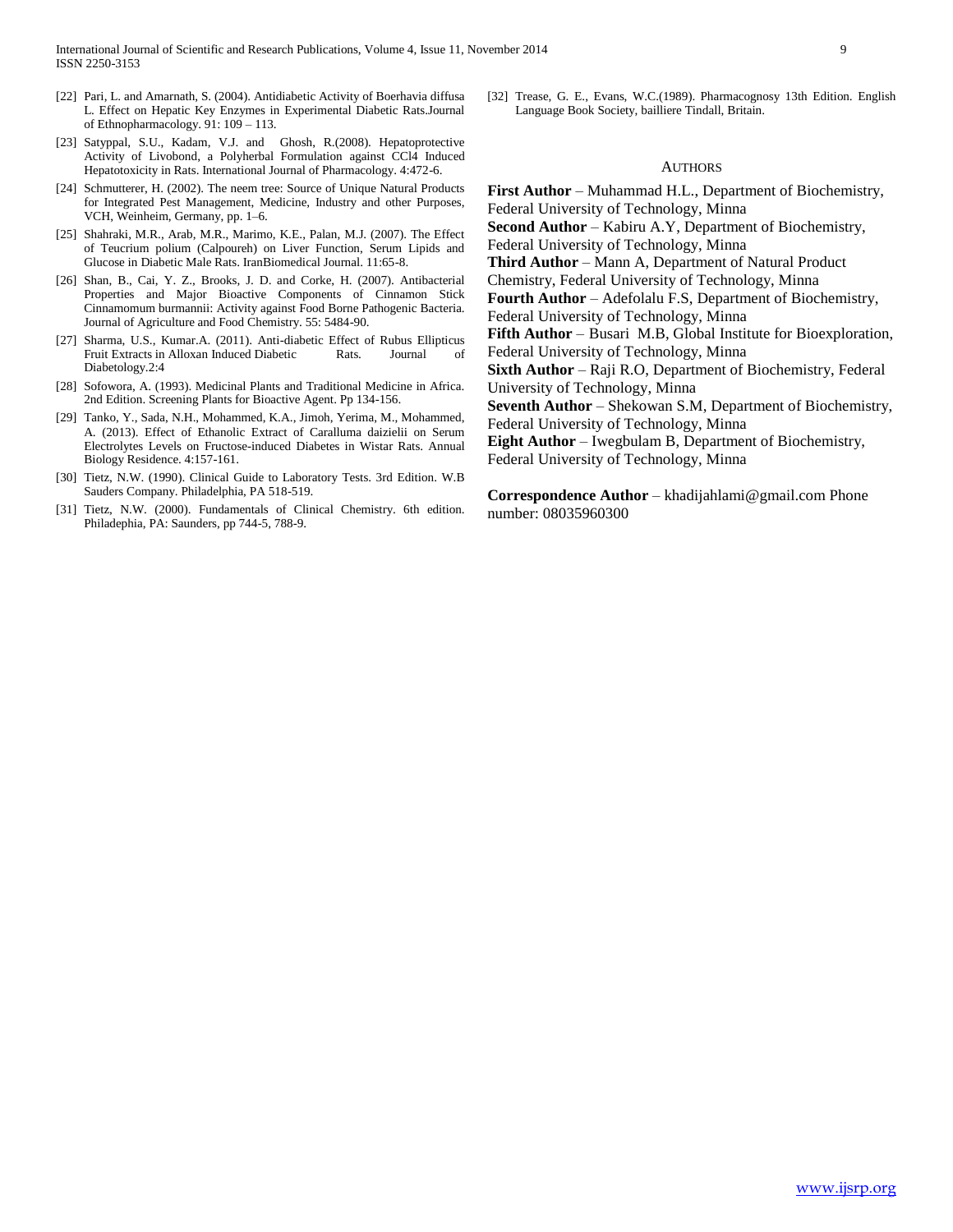[22] Pari, L. and Amarnath, S. (2004). Antidiabetic Activity of Boerhavia diffusa L. Effect on Hepatic Key Enzymes in Experimental Diabetic Rats.Journal of Ethnopharmacology. 91: 109 – 113.

[23] Satyppal, S.U., Kadam, V.J. and Ghosh, R.(2008). Hepatoprotective Activity of Livobond, a Polyherbal Formulation against CCl4 Induced Hepatotoxicity in Rats. International Journal of Pharmacology. 4:472-6.

[24] Schmutterer, H. (2002). The neem tree: Source of Unique Natural Products for Integrated Pest Management, Medicine, Industry and other Purposes, VCH, Weinheim, Germany, pp. 1–6.

[25] Shahraki, M.R., Arab, M.R., Marimo, K.E., Palan, M.J. (2007). The Effect of Teucrium polium (Calpoureh) on Liver Function, Serum Lipids and Glucose in Diabetic Male Rats. IranBiomedical Journal. 11:65-8.

[26] Shan, B., Cai, Y. Z., Brooks, J. D. and Corke, H. (2007). Antibacterial Properties and Major Bioactive Components of Cinnamon Stick Cinnamomum burmannii: Activity against Food Borne Pathogenic Bacteria. Journal of Agriculture and Food Chemistry. 55: 5484-90.

[27] Sharma, U.S., Kumar.A. (2011). Anti-diabetic Effect of Rubus Ellipticus Fruit Extracts in Alloxan Induced Diabetic Rats. Journal of Diabetology.2:4

[28] Sofowora, A. (1993). Medicinal Plants and Traditional Medicine in Africa. 2nd Edition. Screening Plants for Bioactive Agent. Pp 134-156.

[29] Tanko, Y., Sada, N.H., Mohammed, K.A., Jimoh, Yerima, M., Mohammed, A. (2013). Effect of Ethanolic Extract of Caralluma daizielii on Serum Electrolytes Levels on Fructose-induced Diabetes in Wistar Rats. Annual Biology Residence. 4:157-161.

[30] Tietz, N.W. (1990). Clinical Guide to Laboratory Tests. 3rd Edition. W.B Sauders Company. Philadelphia, PA 518-519.

[31] Tietz, N.W. (2000). Fundamentals of Clinical Chemistry. 6th edition. Philadephia, PA: Saunders, pp 744-5, 788-9.

[32] Trease, G. E., Evans, W.C.(1989). Pharmacognosy 13th Edition. English Language Book Society, bailliere Tindall, Britain.

## AUTHORS

**First Author** – Muhammad H.L., Department of Biochemistry, Federal University of Technology, Minna

**Second Author** – Kabiru A.Y, Department of Biochemistry, Federal University of Technology, Minna

**Third Author** – Mann A, Department of Natural Product Chemistry, Federal University of Technology, Minna

**Fourth Author** – Adefolalu F.S, Department of Biochemistry, Federal University of Technology, Minna

**Fifth Author** – Busari M.B, Global Institute for Bioexploration, Federal University of Technology, Minna

**Sixth Author** – Raji R.O, Department of Biochemistry, Federal University of Technology, Minna

**Seventh Author** – Shekowan S.M, Department of Biochemistry, Federal University of Technology, Minna

**Eight Author** – Iwegbulam B, Department of Biochemistry, Federal University of Technology, Minna

**Correspondence Author** – khadijahlami@gmail.com Phone number: 08035960300